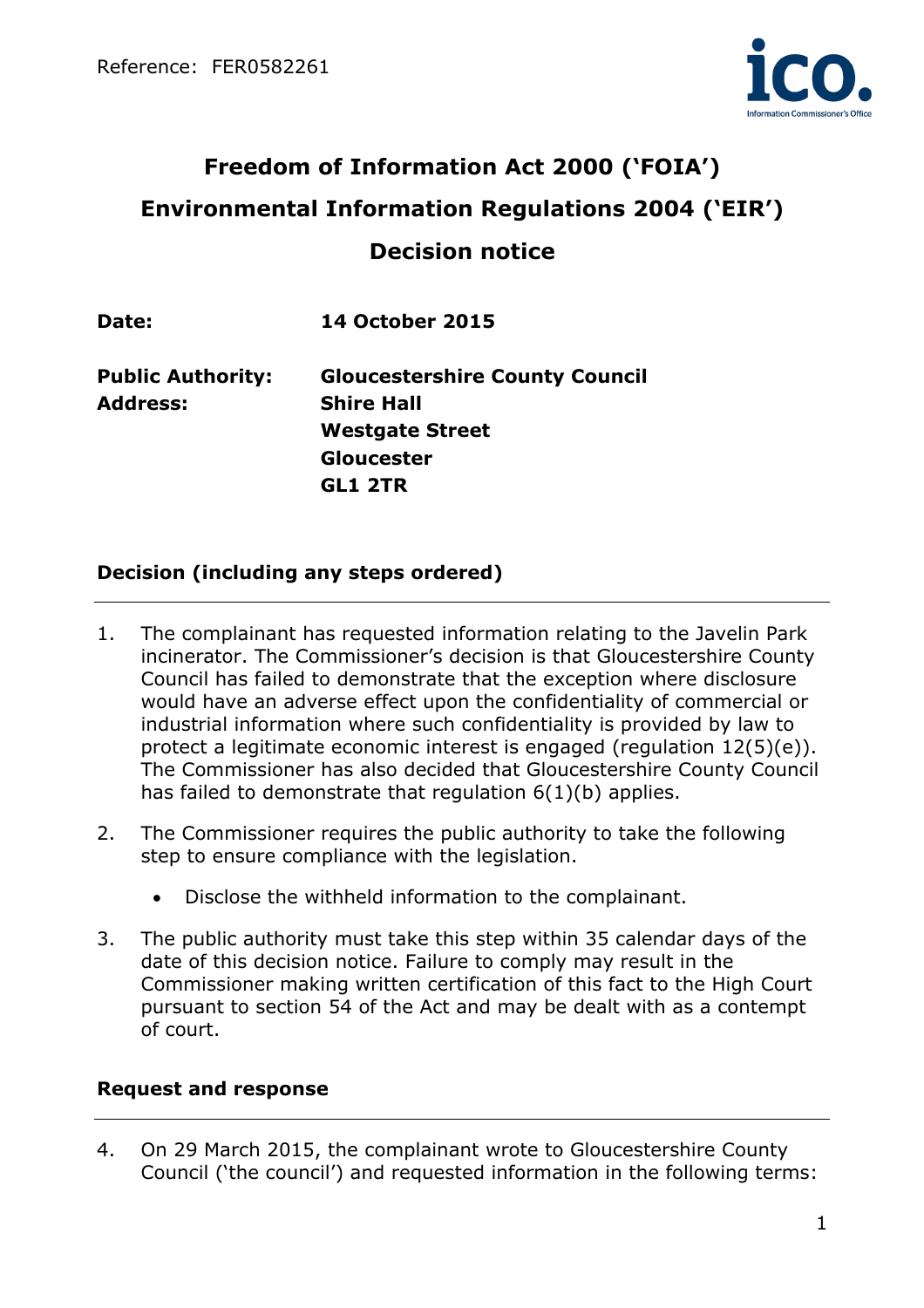Reference: FER0582261

# Freedom of Information Act 2000 ('FOIA')

# Environmental Information Regulations 2004 ('EIR')

# Decision notice

**Date:** **14 October 2015**

**Public Authority:** **Gloucestershire County Council**
**Address:** **Shire Hall**
**Westgate Street**
**Gloucester**
**GL1 2TR**

## Decision (including any steps ordered)

1. The complainant has requested information relating to the Javelin Park incinerator. The Commissioner's decision is that Gloucestershire County Council has failed to demonstrate that the exception where disclosure would have an adverse effect upon the confidentiality of commercial or industrial information where such confidentiality is provided by law to protect a legitimate economic interest is engaged (regulation 12(5)(e)). The Commissioner has also decided that Gloucestershire County Council has failed to demonstrate that regulation 6(1)(b) applies.

2. The Commissioner requires the public authority to take the following step to ensure compliance with the legislation.

   - Disclose the withheld information to the complainant.

3. The public authority must take this step within 35 calendar days of the date of this decision notice. Failure to comply may result in the Commissioner making written certification of this fact to the High Court pursuant to section 54 of the Act and may be dealt with as a contempt of court.

## Request and response

4. On 29 March 2015, the complainant wrote to Gloucestershire County Council ('the council') and requested information in the following terms: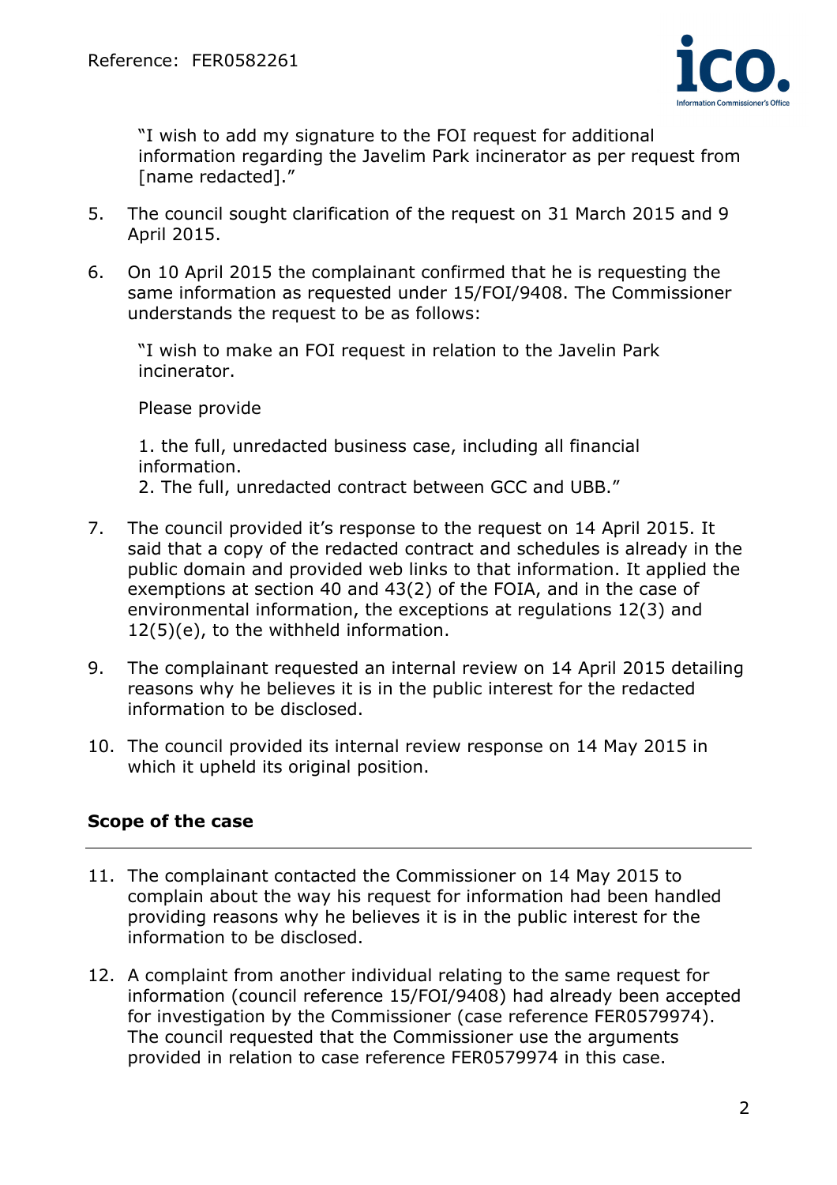"I wish to add my signature to the FOI request for additional information regarding the Javelim Park incinerator as per request from [name redacted]."

5. The council sought clarification of the request on 31 March 2015 and 9 April 2015.

6. On 10 April 2015 the complainant confirmed that he is requesting the same information as requested under 15/FOI/9408. The Commissioner understands the request to be as follows:

   "I wish to make an FOI request in relation to the Javelin Park incinerator.

   Please provide

   1. the full, unredacted business case, including all financial information.
   2. The full, unredacted contract between GCC and UBB."

7. The council provided it's response to the request on 14 April 2015. It said that a copy of the redacted contract and schedules is already in the public domain and provided web links to that information. It applied the exemptions at section 40 and 43(2) of the FOIA, and in the case of environmental information, the exceptions at regulations 12(3) and 12(5)(e), to the withheld information.

9. The complainant requested an internal review on 14 April 2015 detailing reasons why he believes it is in the public interest for the redacted information to be disclosed.

10. The council provided its internal review response on 14 May 2015 in which it upheld its original position.

## Scope of the case

11. The complainant contacted the Commissioner on 14 May 2015 to complain about the way his request for information had been handled providing reasons why he believes it is in the public interest for the information to be disclosed.

12. A complaint from another individual relating to the same request for information (council reference 15/FOI/9408) had already been accepted for investigation by the Commissioner (case reference FER0579974). The council requested that the Commissioner use the arguments provided in relation to case reference FER0579974 in this case.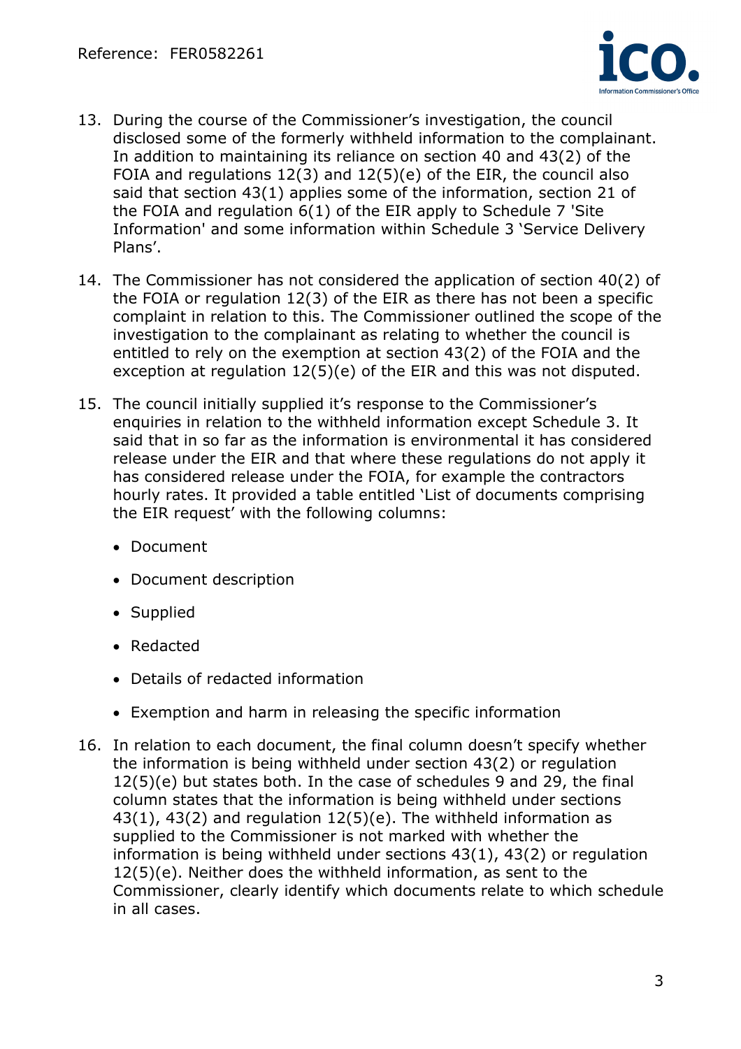13. During the course of the Commissioner's investigation, the council disclosed some of the formerly withheld information to the complainant. In addition to maintaining its reliance on section 40 and 43(2) of the FOIA and regulations 12(3) and 12(5)(e) of the EIR, the council also said that section 43(1) applies some of the information, section 21 of the FOIA and regulation 6(1) of the EIR apply to Schedule 7 'Site Information' and some information within Schedule 3 'Service Delivery Plans'.

14. The Commissioner has not considered the application of section 40(2) of the FOIA or regulation 12(3) of the EIR as there has not been a specific complaint in relation to this. The Commissioner outlined the scope of the investigation to the complainant as relating to whether the council is entitled to rely on the exemption at section 43(2) of the FOIA and the exception at regulation 12(5)(e) of the EIR and this was not disputed.

15. The council initially supplied it's response to the Commissioner's enquiries in relation to the withheld information except Schedule 3. It said that in so far as the information is environmental it has considered release under the EIR and that where these regulations do not apply it has considered release under the FOIA, for example the contractors hourly rates. It provided a table entitled 'List of documents comprising the EIR request' with the following columns:

    - Document
    - Document description
    - Supplied
    - Redacted
    - Details of redacted information
    - Exemption and harm in releasing the specific information

16. In relation to each document, the final column doesn't specify whether the information is being withheld under section 43(2) or regulation 12(5)(e) but states both. In the case of schedules 9 and 29, the final column states that the information is being withheld under sections 43(1), 43(2) and regulation 12(5)(e). The withheld information as supplied to the Commissioner is not marked with whether the information is being withheld under sections 43(1), 43(2) or regulation 12(5)(e). Neither does the withheld information, as sent to the Commissioner, clearly identify which documents relate to which schedule in all cases.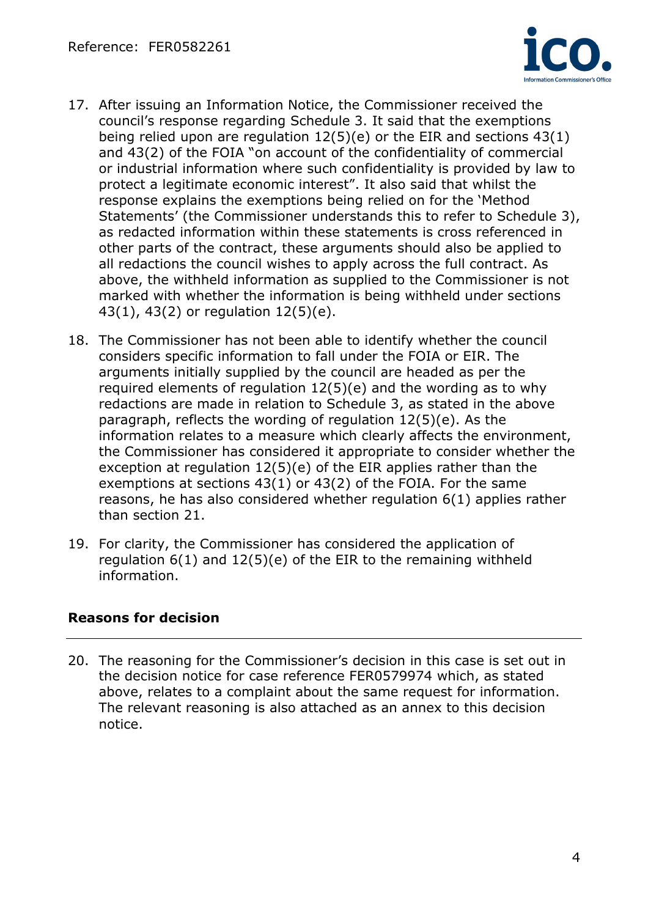17. After issuing an Information Notice, the Commissioner received the council's response regarding Schedule 3. It said that the exemptions being relied upon are regulation 12(5)(e) or the EIR and sections 43(1) and 43(2) of the FOIA "on account of the confidentiality of commercial or industrial information where such confidentiality is provided by law to protect a legitimate economic interest". It also said that whilst the response explains the exemptions being relied on for the 'Method Statements' (the Commissioner understands this to refer to Schedule 3), as redacted information within these statements is cross referenced in other parts of the contract, these arguments should also be applied to all redactions the council wishes to apply across the full contract. As above, the withheld information as supplied to the Commissioner is not marked with whether the information is being withheld under sections 43(1), 43(2) or regulation 12(5)(e).

18. The Commissioner has not been able to identify whether the council considers specific information to fall under the FOIA or EIR. The arguments initially supplied by the council are headed as per the required elements of regulation 12(5)(e) and the wording as to why redactions are made in relation to Schedule 3, as stated in the above paragraph, reflects the wording of regulation 12(5)(e). As the information relates to a measure which clearly affects the environment, the Commissioner has considered it appropriate to consider whether the exception at regulation 12(5)(e) of the EIR applies rather than the exemptions at sections 43(1) or 43(2) of the FOIA. For the same reasons, he has also considered whether regulation 6(1) applies rather than section 21.

19. For clarity, the Commissioner has considered the application of regulation 6(1) and 12(5)(e) of the EIR to the remaining withheld information.

## Reasons for decision

20. The reasoning for the Commissioner's decision in this case is set out in the decision notice for case reference FER0579974 which, as stated above, relates to a complaint about the same request for information. The relevant reasoning is also attached as an annex to this decision notice.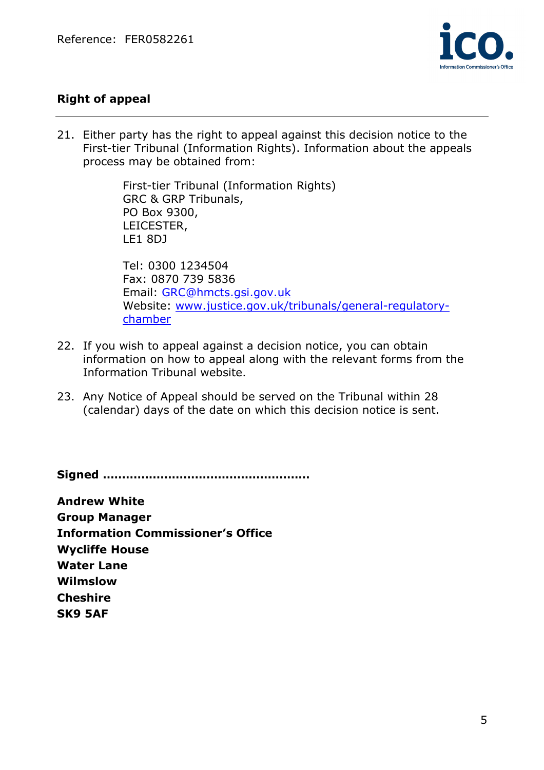## Right of appeal

21. Either party has the right to appeal against this decision notice to the First-tier Tribunal (Information Rights). Information about the appeals process may be obtained from:

    First-tier Tribunal (Information Rights)
    GRC & GRP Tribunals,
    PO Box 9300,
    LEICESTER,
    LE1 8DJ

    Tel: 0300 1234504
    Fax: 0870 739 5836
    Email: [GRC@hmcts.gsi.gov.uk](mailto:GRC@hmcts.gsi.gov.uk)
    Website: [www.justice.gov.uk/tribunals/general-regulatory-chamber](http://www.justice.gov.uk/tribunals/general-regulatory-chamber)

22. If you wish to appeal against a decision notice, you can obtain information on how to appeal along with the relevant forms from the Information Tribunal website.

23. Any Notice of Appeal should be served on the Tribunal within 28 (calendar) days of the date on which this decision notice is sent.

**Signed ………………………………………………**

**Andrew White**
**Group Manager**
**Information Commissioner's Office**
**Wycliffe House**
**Water Lane**
**Wilmslow**
**Cheshire**
**SK9 5AF**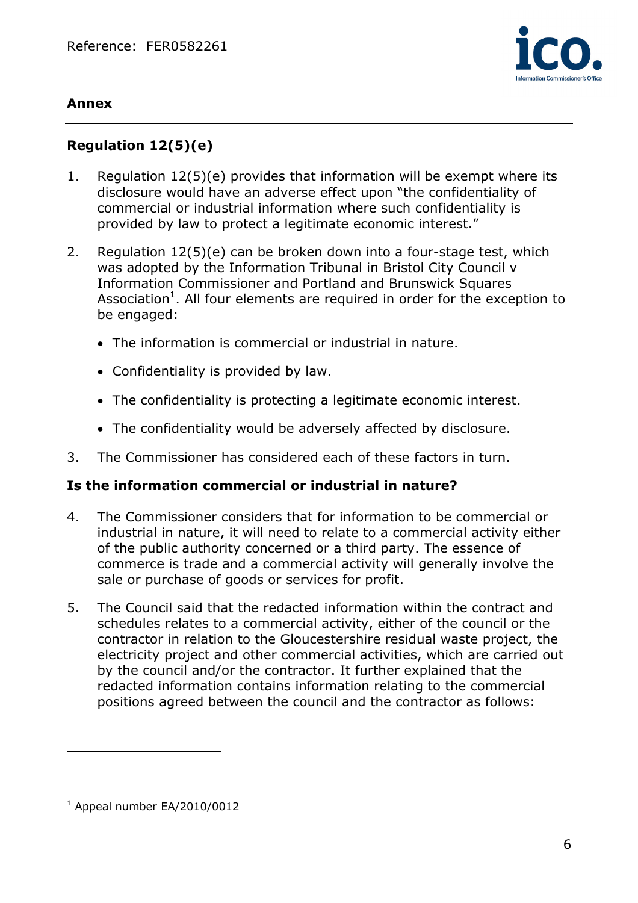## Annex

### Regulation 12(5)(e)

1. Regulation 12(5)(e) provides that information will be exempt where its disclosure would have an adverse effect upon "the confidentiality of commercial or industrial information where such confidentiality is provided by law to protect a legitimate economic interest."

2. Regulation 12(5)(e) can be broken down into a four-stage test, which was adopted by the Information Tribunal in Bristol City Council v Information Commissioner and Portland and Brunswick Squares Association[1]. All four elements are required in order for the exception to be engaged:

   - The information is commercial or industrial in nature.
   - Confidentiality is provided by law.
   - The confidentiality is protecting a legitimate economic interest.
   - The confidentiality would be adversely affected by disclosure.

3. The Commissioner has considered each of these factors in turn.

**Is the information commercial or industrial in nature?**

4. The Commissioner considers that for information to be commercial or industrial in nature, it will need to relate to a commercial activity either of the public authority concerned or a third party. The essence of commerce is trade and a commercial activity will generally involve the sale or purchase of goods or services for profit.

5. The Council said that the redacted information within the contract and schedules relates to a commercial activity, either of the council or the contractor in relation to the Gloucestershire residual waste project, the electricity project and other commercial activities, which are carried out by the council and/or the contractor. It further explained that the redacted information contains information relating to the commercial positions agreed between the council and the contractor as follows:

---

[1] Appeal number EA/2010/0012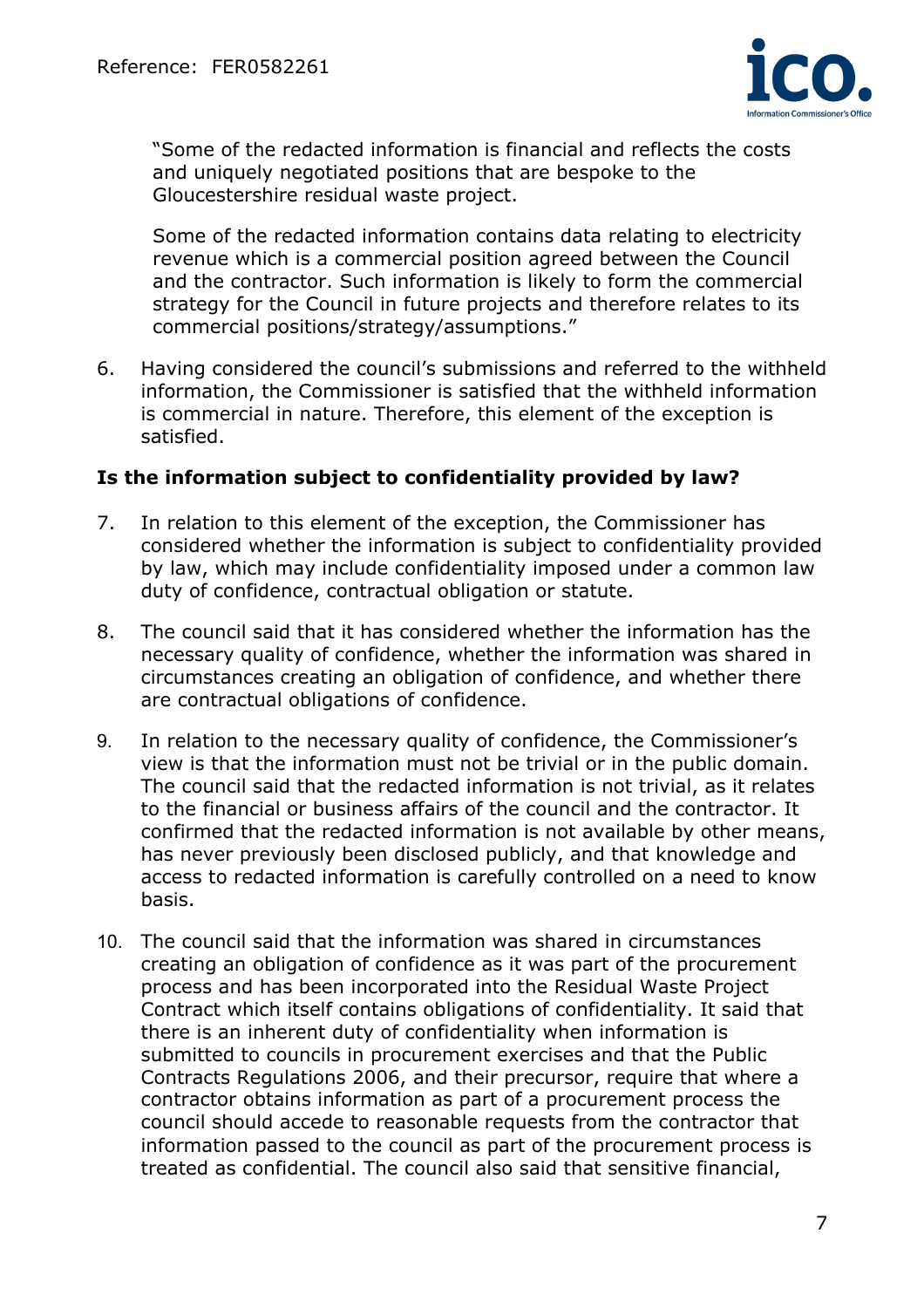"Some of the redacted information is financial and reflects the costs and uniquely negotiated positions that are bespoke to the Gloucestershire residual waste project.

Some of the redacted information contains data relating to electricity revenue which is a commercial position agreed between the Council and the contractor. Such information is likely to form the commercial strategy for the Council in future projects and therefore relates to its commercial positions/strategy/assumptions."

6. Having considered the council's submissions and referred to the withheld information, the Commissioner is satisfied that the withheld information is commercial in nature. Therefore, this element of the exception is satisfied.

**Is the information subject to confidentiality provided by law?**

7. In relation to this element of the exception, the Commissioner has considered whether the information is subject to confidentiality provided by law, which may include confidentiality imposed under a common law duty of confidence, contractual obligation or statute.

8. The council said that it has considered whether the information has the necessary quality of confidence, whether the information was shared in circumstances creating an obligation of confidence, and whether there are contractual obligations of confidence.

9. In relation to the necessary quality of confidence, the Commissioner's view is that the information must not be trivial or in the public domain. The council said that the redacted information is not trivial, as it relates to the financial or business affairs of the council and the contractor. It confirmed that the redacted information is not available by other means, has never previously been disclosed publicly, and that knowledge and access to redacted information is carefully controlled on a need to know basis.

10. The council said that the information was shared in circumstances creating an obligation of confidence as it was part of the procurement process and has been incorporated into the Residual Waste Project Contract which itself contains obligations of confidentiality. It said that there is an inherent duty of confidentiality when information is submitted to councils in procurement exercises and that the Public Contracts Regulations 2006, and their precursor, require that where a contractor obtains information as part of a procurement process the council should accede to reasonable requests from the contractor that information passed to the council as part of the procurement process is treated as confidential. The council also said that sensitive financial,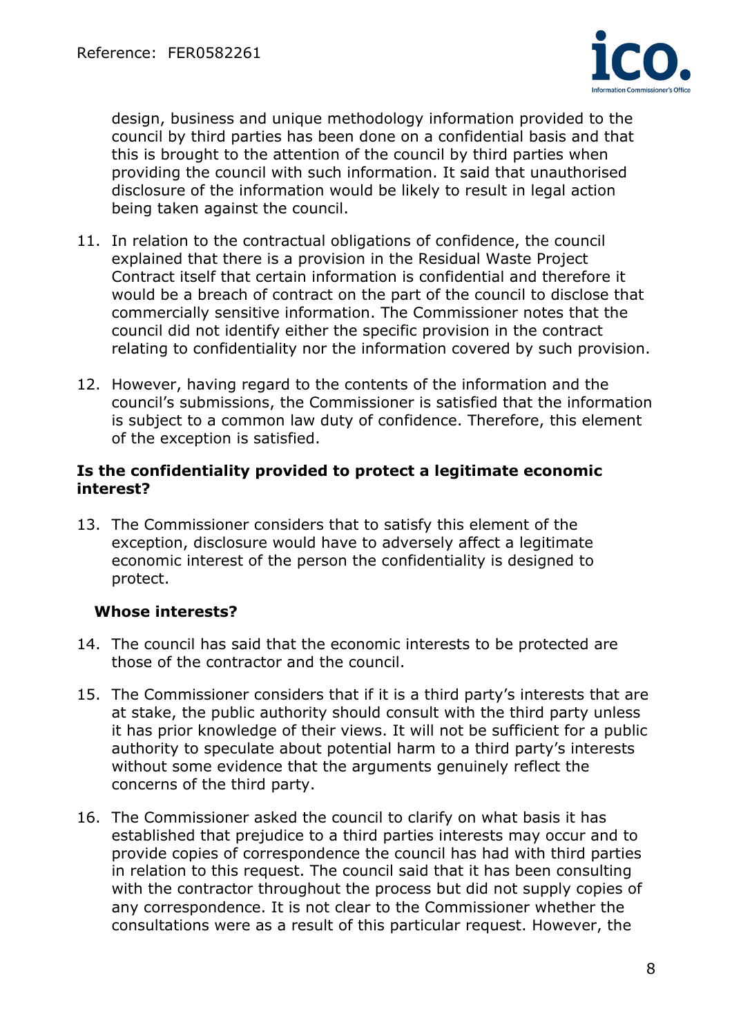design, business and unique methodology information provided to the council by third parties has been done on a confidential basis and that this is brought to the attention of the council by third parties when providing the council with such information. It said that unauthorised disclosure of the information would be likely to result in legal action being taken against the council.

11. In relation to the contractual obligations of confidence, the council explained that there is a provision in the Residual Waste Project Contract itself that certain information is confidential and therefore it would be a breach of contract on the part of the council to disclose that commercially sensitive information. The Commissioner notes that the council did not identify either the specific provision in the contract relating to confidentiality nor the information covered by such provision.

12. However, having regard to the contents of the information and the council's submissions, the Commissioner is satisfied that the information is subject to a common law duty of confidence. Therefore, this element of the exception is satisfied.

**Is the confidentiality provided to protect a legitimate economic interest?**

13. The Commissioner considers that to satisfy this element of the exception, disclosure would have to adversely affect a legitimate economic interest of the person the confidentiality is designed to protect.

**Whose interests?**

14. The council has said that the economic interests to be protected are those of the contractor and the council.

15. The Commissioner considers that if it is a third party's interests that are at stake, the public authority should consult with the third party unless it has prior knowledge of their views. It will not be sufficient for a public authority to speculate about potential harm to a third party's interests without some evidence that the arguments genuinely reflect the concerns of the third party.

16. The Commissioner asked the council to clarify on what basis it has established that prejudice to a third parties interests may occur and to provide copies of correspondence the council has had with third parties in relation to this request. The council said that it has been consulting with the contractor throughout the process but did not supply copies of any correspondence. It is not clear to the Commissioner whether the consultations were as a result of this particular request. However, the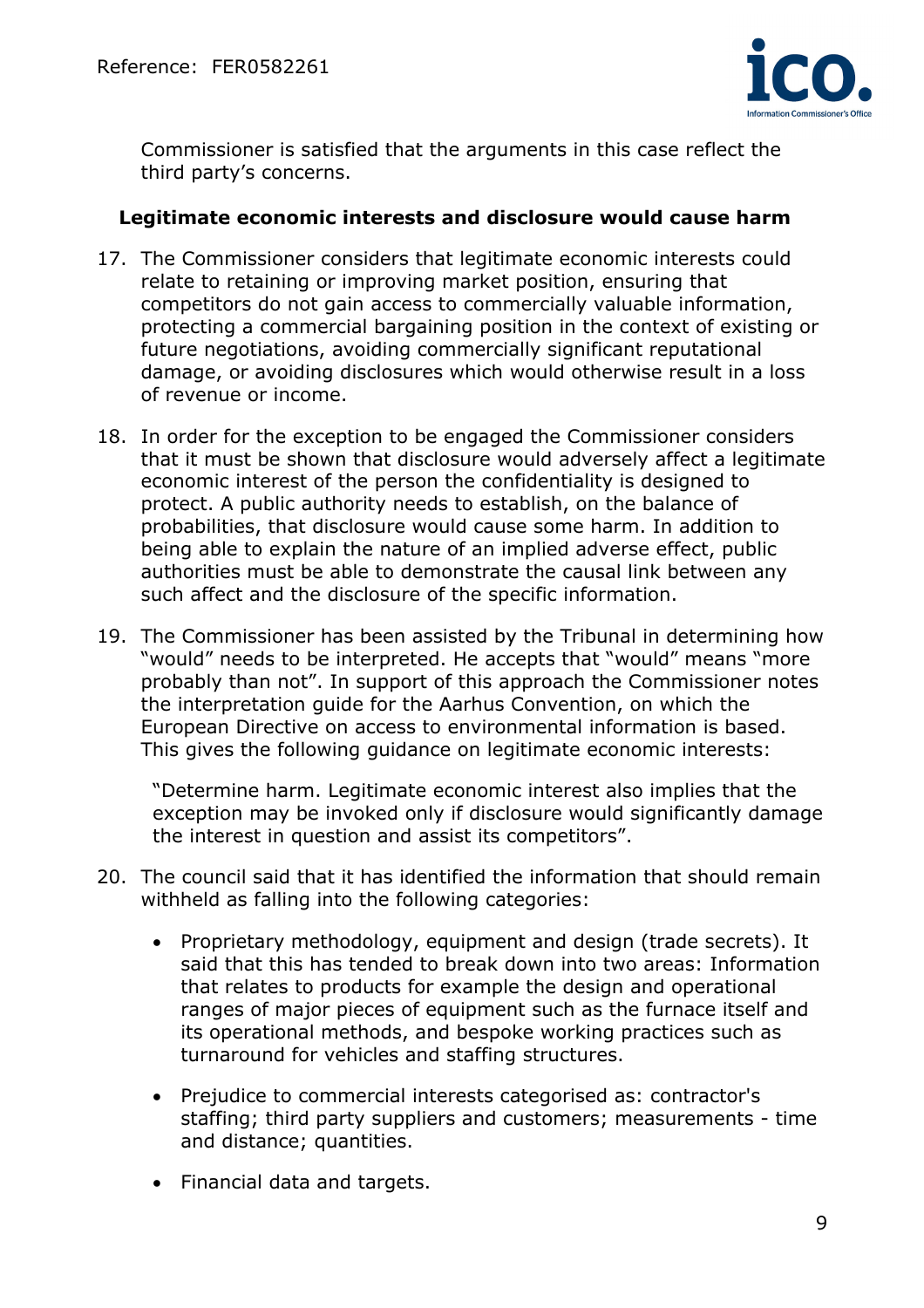Commissioner is satisfied that the arguments in this case reflect the third party's concerns.

**Legitimate economic interests and disclosure would cause harm**

17. The Commissioner considers that legitimate economic interests could relate to retaining or improving market position, ensuring that competitors do not gain access to commercially valuable information, protecting a commercial bargaining position in the context of existing or future negotiations, avoiding commercially significant reputational damage, or avoiding disclosures which would otherwise result in a loss of revenue or income.

18. In order for the exception to be engaged the Commissioner considers that it must be shown that disclosure would adversely affect a legitimate economic interest of the person the confidentiality is designed to protect. A public authority needs to establish, on the balance of probabilities, that disclosure would cause some harm. In addition to being able to explain the nature of an implied adverse effect, public authorities must be able to demonstrate the causal link between any such affect and the disclosure of the specific information.

19. The Commissioner has been assisted by the Tribunal in determining how "would" needs to be interpreted. He accepts that "would" means "more probably than not". In support of this approach the Commissioner notes the interpretation guide for the Aarhus Convention, on which the European Directive on access to environmental information is based. This gives the following guidance on legitimate economic interests:

    "Determine harm. Legitimate economic interest also implies that the exception may be invoked only if disclosure would significantly damage the interest in question and assist its competitors".

20. The council said that it has identified the information that should remain withheld as falling into the following categories:

    - Proprietary methodology, equipment and design (trade secrets). It said that this has tended to break down into two areas: Information that relates to products for example the design and operational ranges of major pieces of equipment such as the furnace itself and its operational methods, and bespoke working practices such as turnaround for vehicles and staffing structures.
    - Prejudice to commercial interests categorised as: contractor's staffing; third party suppliers and customers; measurements - time and distance; quantities.
    - Financial data and targets.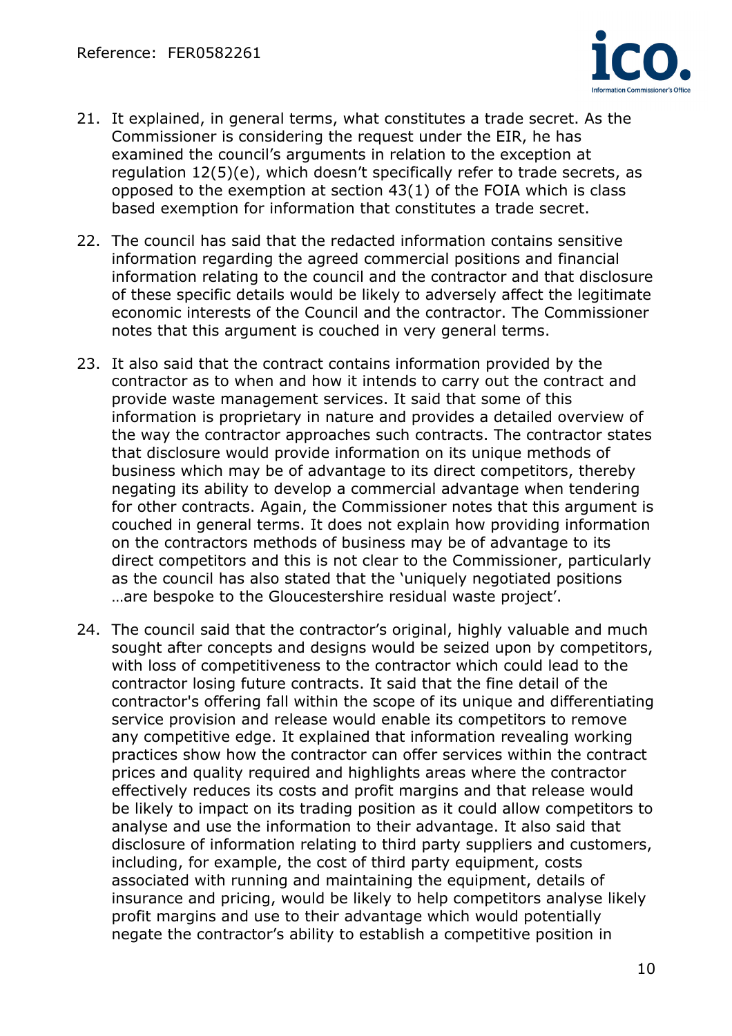21. It explained, in general terms, what constitutes a trade secret. As the Commissioner is considering the request under the EIR, he has examined the council's arguments in relation to the exception at regulation 12(5)(e), which doesn't specifically refer to trade secrets, as opposed to the exemption at section 43(1) of the FOIA which is class based exemption for information that constitutes a trade secret.

22. The council has said that the redacted information contains sensitive information regarding the agreed commercial positions and financial information relating to the council and the contractor and that disclosure of these specific details would be likely to adversely affect the legitimate economic interests of the Council and the contractor. The Commissioner notes that this argument is couched in very general terms.

23. It also said that the contract contains information provided by the contractor as to when and how it intends to carry out the contract and provide waste management services. It said that some of this information is proprietary in nature and provides a detailed overview of the way the contractor approaches such contracts. The contractor states that disclosure would provide information on its unique methods of business which may be of advantage to its direct competitors, thereby negating its ability to develop a commercial advantage when tendering for other contracts. Again, the Commissioner notes that this argument is couched in general terms. It does not explain how providing information on the contractors methods of business may be of advantage to its direct competitors and this is not clear to the Commissioner, particularly as the council has also stated that the 'uniquely negotiated positions …are bespoke to the Gloucestershire residual waste project'.

24. The council said that the contractor's original, highly valuable and much sought after concepts and designs would be seized upon by competitors, with loss of competitiveness to the contractor which could lead to the contractor losing future contracts. It said that the fine detail of the contractor's offering fall within the scope of its unique and differentiating service provision and release would enable its competitors to remove any competitive edge. It explained that information revealing working practices show how the contractor can offer services within the contract prices and quality required and highlights areas where the contractor effectively reduces its costs and profit margins and that release would be likely to impact on its trading position as it could allow competitors to analyse and use the information to their advantage. It also said that disclosure of information relating to third party suppliers and customers, including, for example, the cost of third party equipment, costs associated with running and maintaining the equipment, details of insurance and pricing, would be likely to help competitors analyse likely profit margins and use to their advantage which would potentially negate the contractor's ability to establish a competitive position in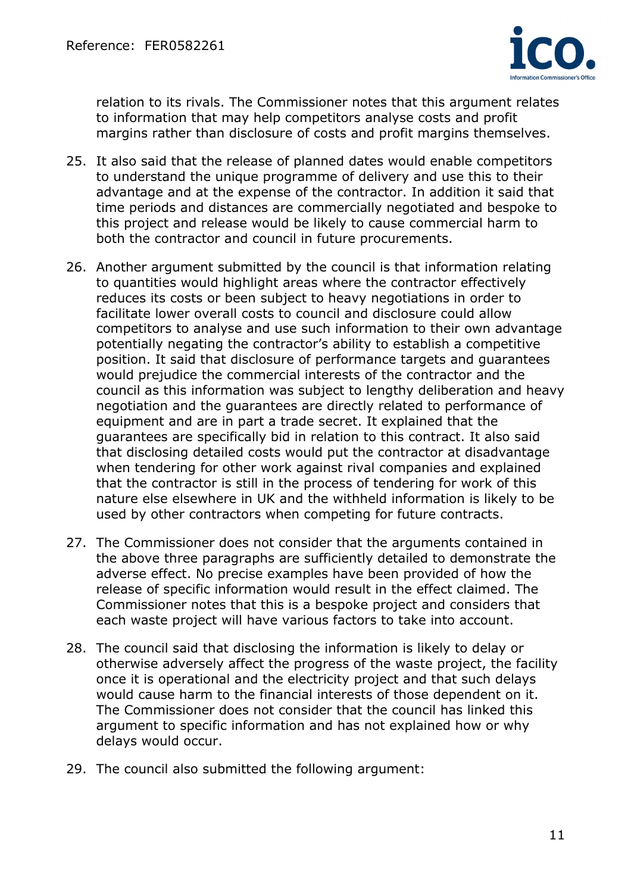relation to its rivals. The Commissioner notes that this argument relates to information that may help competitors analyse costs and profit margins rather than disclosure of costs and profit margins themselves.

25. It also said that the release of planned dates would enable competitors to understand the unique programme of delivery and use this to their advantage and at the expense of the contractor. In addition it said that time periods and distances are commercially negotiated and bespoke to this project and release would be likely to cause commercial harm to both the contractor and council in future procurements.

26. Another argument submitted by the council is that information relating to quantities would highlight areas where the contractor effectively reduces its costs or been subject to heavy negotiations in order to facilitate lower overall costs to council and disclosure could allow competitors to analyse and use such information to their own advantage potentially negating the contractor's ability to establish a competitive position. It said that disclosure of performance targets and guarantees would prejudice the commercial interests of the contractor and the council as this information was subject to lengthy deliberation and heavy negotiation and the guarantees are directly related to performance of equipment and are in part a trade secret. It explained that the guarantees are specifically bid in relation to this contract. It also said that disclosing detailed costs would put the contractor at disadvantage when tendering for other work against rival companies and explained that the contractor is still in the process of tendering for work of this nature else elsewhere in UK and the withheld information is likely to be used by other contractors when competing for future contracts.

27. The Commissioner does not consider that the arguments contained in the above three paragraphs are sufficiently detailed to demonstrate the adverse effect. No precise examples have been provided of how the release of specific information would result in the effect claimed. The Commissioner notes that this is a bespoke project and considers that each waste project will have various factors to take into account.

28. The council said that disclosing the information is likely to delay or otherwise adversely affect the progress of the waste project, the facility once it is operational and the electricity project and that such delays would cause harm to the financial interests of those dependent on it. The Commissioner does not consider that the council has linked this argument to specific information and has not explained how or why delays would occur.

29. The council also submitted the following argument: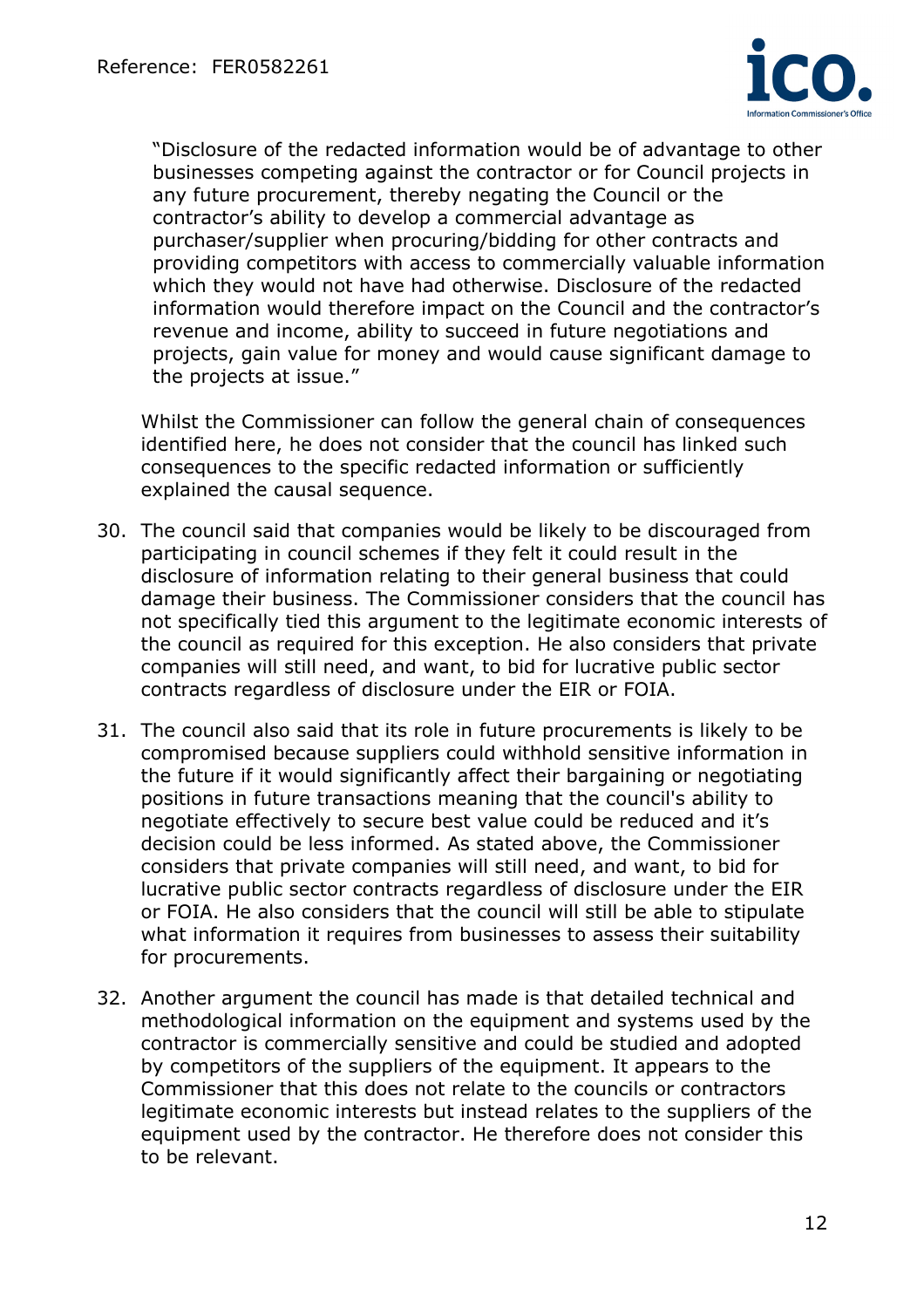"Disclosure of the redacted information would be of advantage to other businesses competing against the contractor or for Council projects in any future procurement, thereby negating the Council or the contractor's ability to develop a commercial advantage as purchaser/supplier when procuring/bidding for other contracts and providing competitors with access to commercially valuable information which they would not have had otherwise. Disclosure of the redacted information would therefore impact on the Council and the contractor's revenue and income, ability to succeed in future negotiations and projects, gain value for money and would cause significant damage to the projects at issue."

Whilst the Commissioner can follow the general chain of consequences identified here, he does not consider that the council has linked such consequences to the specific redacted information or sufficiently explained the causal sequence.

30. The council said that companies would be likely to be discouraged from participating in council schemes if they felt it could result in the disclosure of information relating to their general business that could damage their business. The Commissioner considers that the council has not specifically tied this argument to the legitimate economic interests of the council as required for this exception. He also considers that private companies will still need, and want, to bid for lucrative public sector contracts regardless of disclosure under the EIR or FOIA.

31. The council also said that its role in future procurements is likely to be compromised because suppliers could withhold sensitive information in the future if it would significantly affect their bargaining or negotiating positions in future transactions meaning that the council's ability to negotiate effectively to secure best value could be reduced and it's decision could be less informed. As stated above, the Commissioner considers that private companies will still need, and want, to bid for lucrative public sector contracts regardless of disclosure under the EIR or FOIA. He also considers that the council will still be able to stipulate what information it requires from businesses to assess their suitability for procurements.

32. Another argument the council has made is that detailed technical and methodological information on the equipment and systems used by the contractor is commercially sensitive and could be studied and adopted by competitors of the suppliers of the equipment. It appears to the Commissioner that this does not relate to the councils or contractors legitimate economic interests but instead relates to the suppliers of the equipment used by the contractor. He therefore does not consider this to be relevant.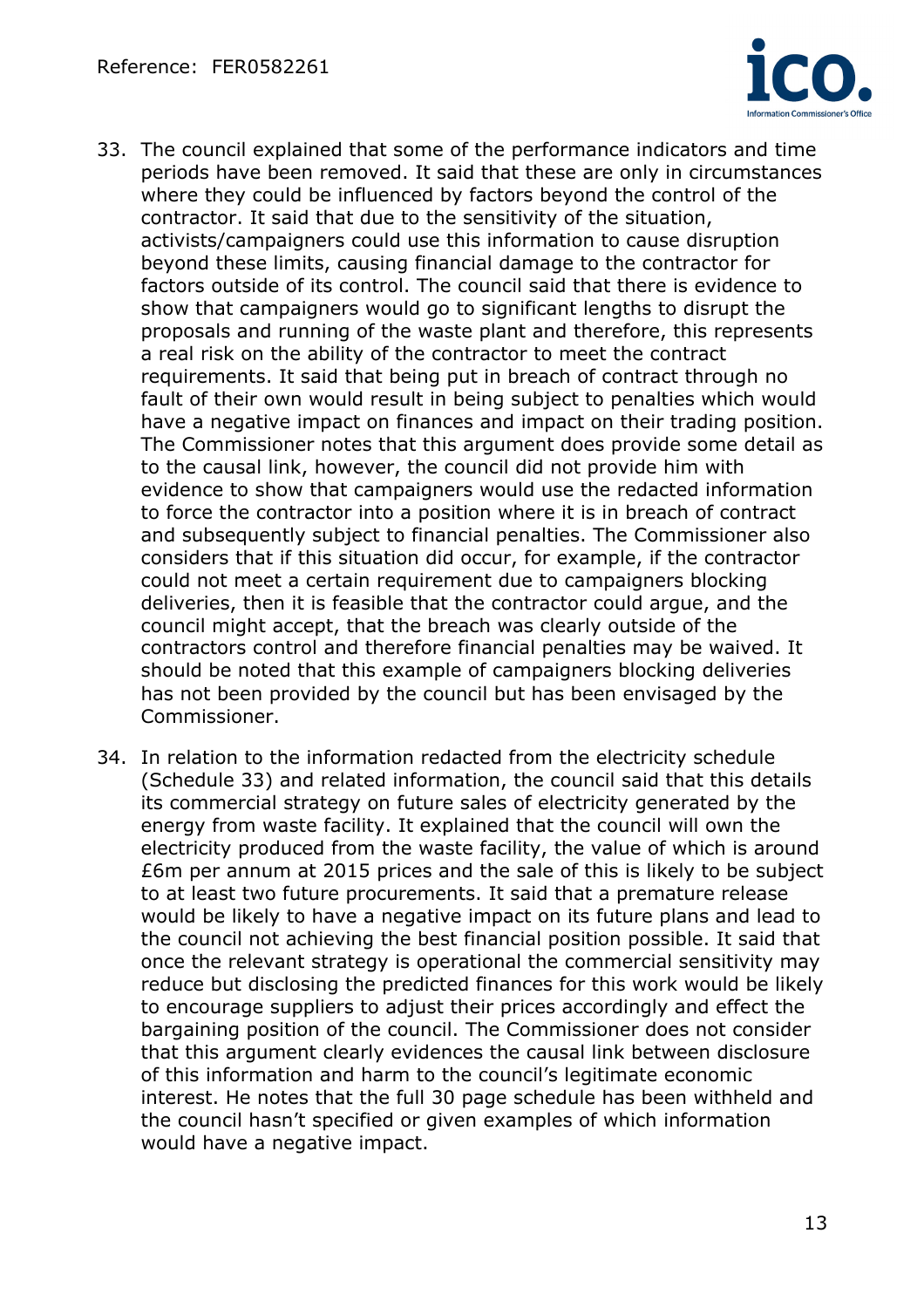33. The council explained that some of the performance indicators and time periods have been removed. It said that these are only in circumstances where they could be influenced by factors beyond the control of the contractor. It said that due to the sensitivity of the situation, activists/campaigners could use this information to cause disruption beyond these limits, causing financial damage to the contractor for factors outside of its control. The council said that there is evidence to show that campaigners would go to significant lengths to disrupt the proposals and running of the waste plant and therefore, this represents a real risk on the ability of the contractor to meet the contract requirements. It said that being put in breach of contract through no fault of their own would result in being subject to penalties which would have a negative impact on finances and impact on their trading position. The Commissioner notes that this argument does provide some detail as to the causal link, however, the council did not provide him with evidence to show that campaigners would use the redacted information to force the contractor into a position where it is in breach of contract and subsequently subject to financial penalties. The Commissioner also considers that if this situation did occur, for example, if the contractor could not meet a certain requirement due to campaigners blocking deliveries, then it is feasible that the contractor could argue, and the council might accept, that the breach was clearly outside of the contractors control and therefore financial penalties may be waived. It should be noted that this example of campaigners blocking deliveries has not been provided by the council but has been envisaged by the Commissioner.

34. In relation to the information redacted from the electricity schedule (Schedule 33) and related information, the council said that this details its commercial strategy on future sales of electricity generated by the energy from waste facility. It explained that the council will own the electricity produced from the waste facility, the value of which is around £6m per annum at 2015 prices and the sale of this is likely to be subject to at least two future procurements. It said that a premature release would be likely to have a negative impact on its future plans and lead to the council not achieving the best financial position possible. It said that once the relevant strategy is operational the commercial sensitivity may reduce but disclosing the predicted finances for this work would be likely to encourage suppliers to adjust their prices accordingly and effect the bargaining position of the council. The Commissioner does not consider that this argument clearly evidences the causal link between disclosure of this information and harm to the council's legitimate economic interest. He notes that the full 30 page schedule has been withheld and the council hasn't specified or given examples of which information would have a negative impact.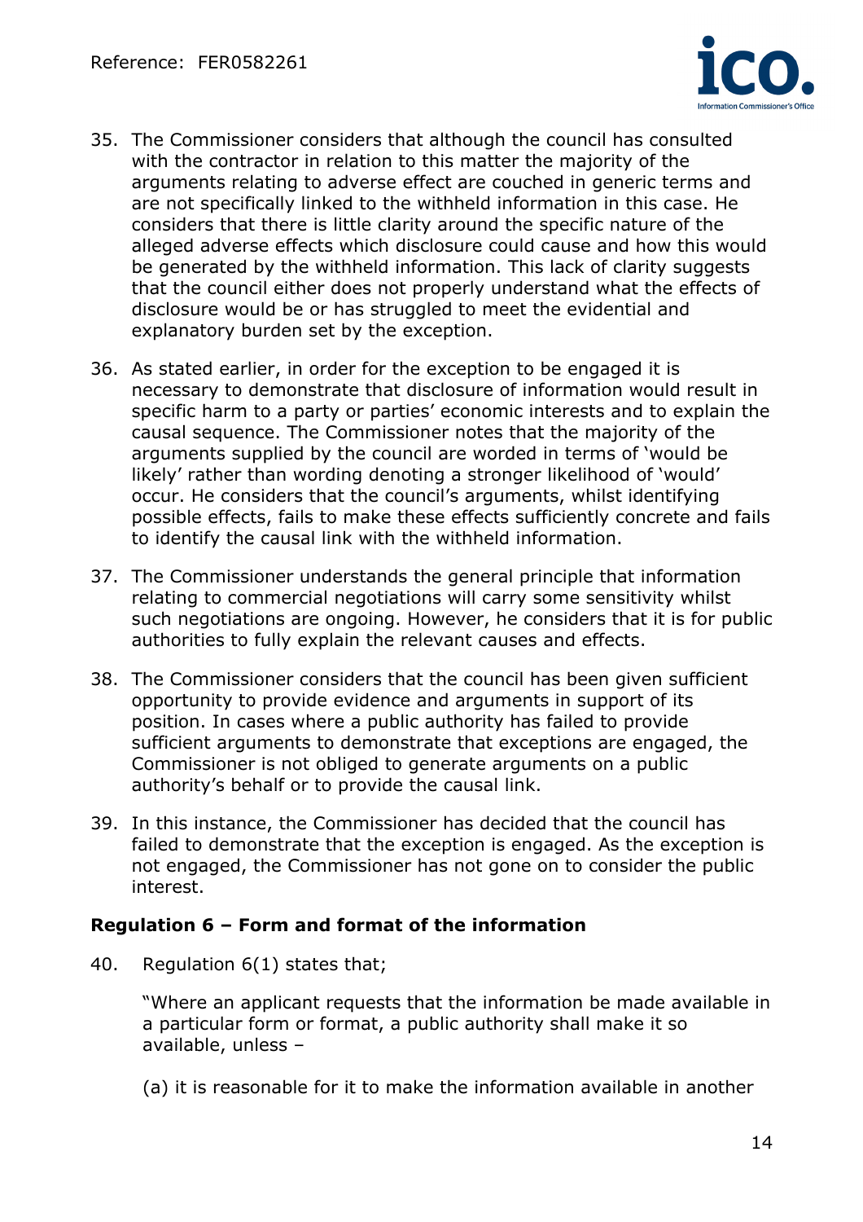35. The Commissioner considers that although the council has consulted with the contractor in relation to this matter the majority of the arguments relating to adverse effect are couched in generic terms and are not specifically linked to the withheld information in this case. He considers that there is little clarity around the specific nature of the alleged adverse effects which disclosure could cause and how this would be generated by the withheld information. This lack of clarity suggests that the council either does not properly understand what the effects of disclosure would be or has struggled to meet the evidential and explanatory burden set by the exception.

36. As stated earlier, in order for the exception to be engaged it is necessary to demonstrate that disclosure of information would result in specific harm to a party or parties' economic interests and to explain the causal sequence. The Commissioner notes that the majority of the arguments supplied by the council are worded in terms of 'would be likely' rather than wording denoting a stronger likelihood of 'would' occur. He considers that the council's arguments, whilst identifying possible effects, fails to make these effects sufficiently concrete and fails to identify the causal link with the withheld information.

37. The Commissioner understands the general principle that information relating to commercial negotiations will carry some sensitivity whilst such negotiations are ongoing. However, he considers that it is for public authorities to fully explain the relevant causes and effects.

38. The Commissioner considers that the council has been given sufficient opportunity to provide evidence and arguments in support of its position. In cases where a public authority has failed to provide sufficient arguments to demonstrate that exceptions are engaged, the Commissioner is not obliged to generate arguments on a public authority's behalf or to provide the causal link.

39. In this instance, the Commissioner has decided that the council has failed to demonstrate that the exception is engaged. As the exception is not engaged, the Commissioner has not gone on to consider the public interest.

### Regulation 6 – Form and format of the information

40. Regulation 6(1) states that;

"Where an applicant requests that the information be made available in a particular form or format, a public authority shall make it so available, unless –

(a) it is reasonable for it to make the information available in another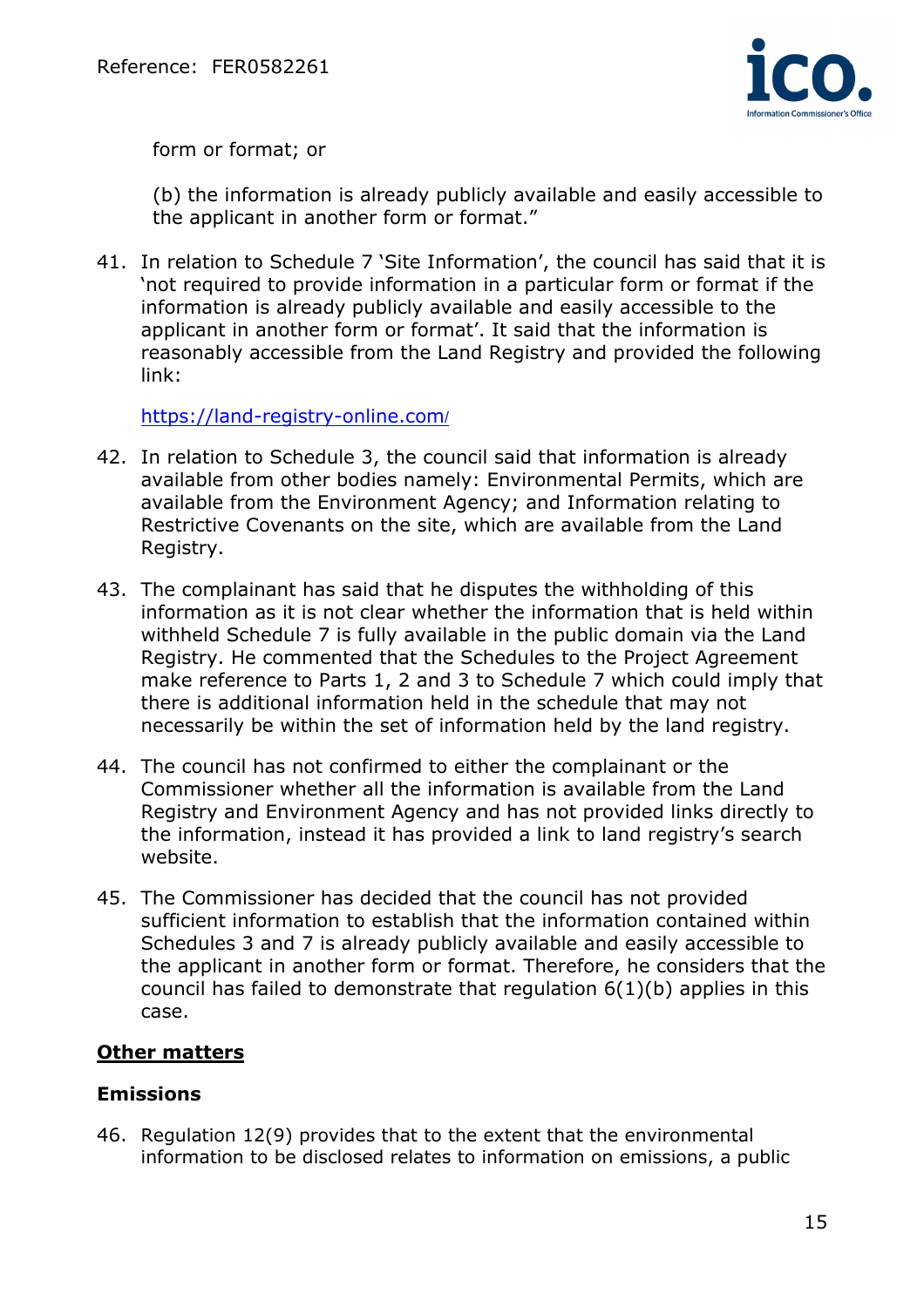form or format; or

(b) the information is already publicly available and easily accessible to the applicant in another form or format."

41. In relation to Schedule 7 'Site Information', the council has said that it is 'not required to provide information in a particular form or format if the information is already publicly available and easily accessible to the applicant in another form or format'. It said that the information is reasonably accessible from the Land Registry and provided the following link:

    https://land-registry-online.com/

42. In relation to Schedule 3, the council said that information is already available from other bodies namely: Environmental Permits, which are available from the Environment Agency; and Information relating to Restrictive Covenants on the site, which are available from the Land Registry.

43. The complainant has said that he disputes the withholding of this information as it is not clear whether the information that is held within withheld Schedule 7 is fully available in the public domain via the Land Registry. He commented that the Schedules to the Project Agreement make reference to Parts 1, 2 and 3 to Schedule 7 which could imply that there is additional information held in the schedule that may not necessarily be within the set of information held by the land registry.

44. The council has not confirmed to either the complainant or the Commissioner whether all the information is available from the Land Registry and Environment Agency and has not provided links directly to the information, instead it has provided a link to land registry's search website.

45. The Commissioner has decided that the council has not provided sufficient information to establish that the information contained within Schedules 3 and 7 is already publicly available and easily accessible to the applicant in another form or format. Therefore, he considers that the council has failed to demonstrate that regulation 6(1)(b) applies in this case.

## Other matters

### Emissions

46. Regulation 12(9) provides that to the extent that the environmental information to be disclosed relates to information on emissions, a public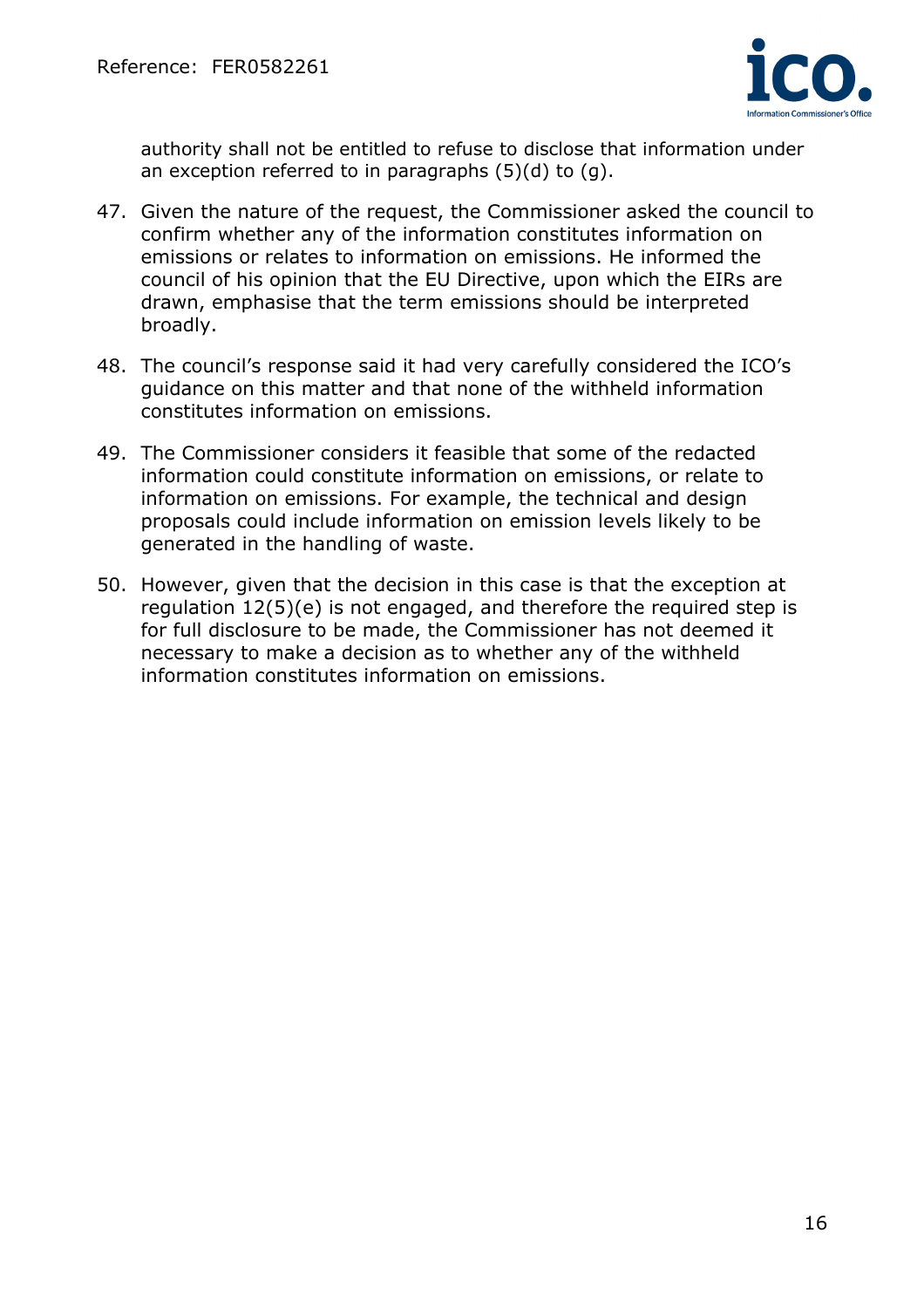authority shall not be entitled to refuse to disclose that information under an exception referred to in paragraphs (5)(d) to (g).

47. Given the nature of the request, the Commissioner asked the council to confirm whether any of the information constitutes information on emissions or relates to information on emissions. He informed the council of his opinion that the EU Directive, upon which the EIRs are drawn, emphasise that the term emissions should be interpreted broadly.

48. The council's response said it had very carefully considered the ICO's guidance on this matter and that none of the withheld information constitutes information on emissions.

49. The Commissioner considers it feasible that some of the redacted information could constitute information on emissions, or relate to information on emissions. For example, the technical and design proposals could include information on emission levels likely to be generated in the handling of waste.

50. However, given that the decision in this case is that the exception at regulation 12(5)(e) is not engaged, and therefore the required step is for full disclosure to be made, the Commissioner has not deemed it necessary to make a decision as to whether any of the withheld information constitutes information on emissions.